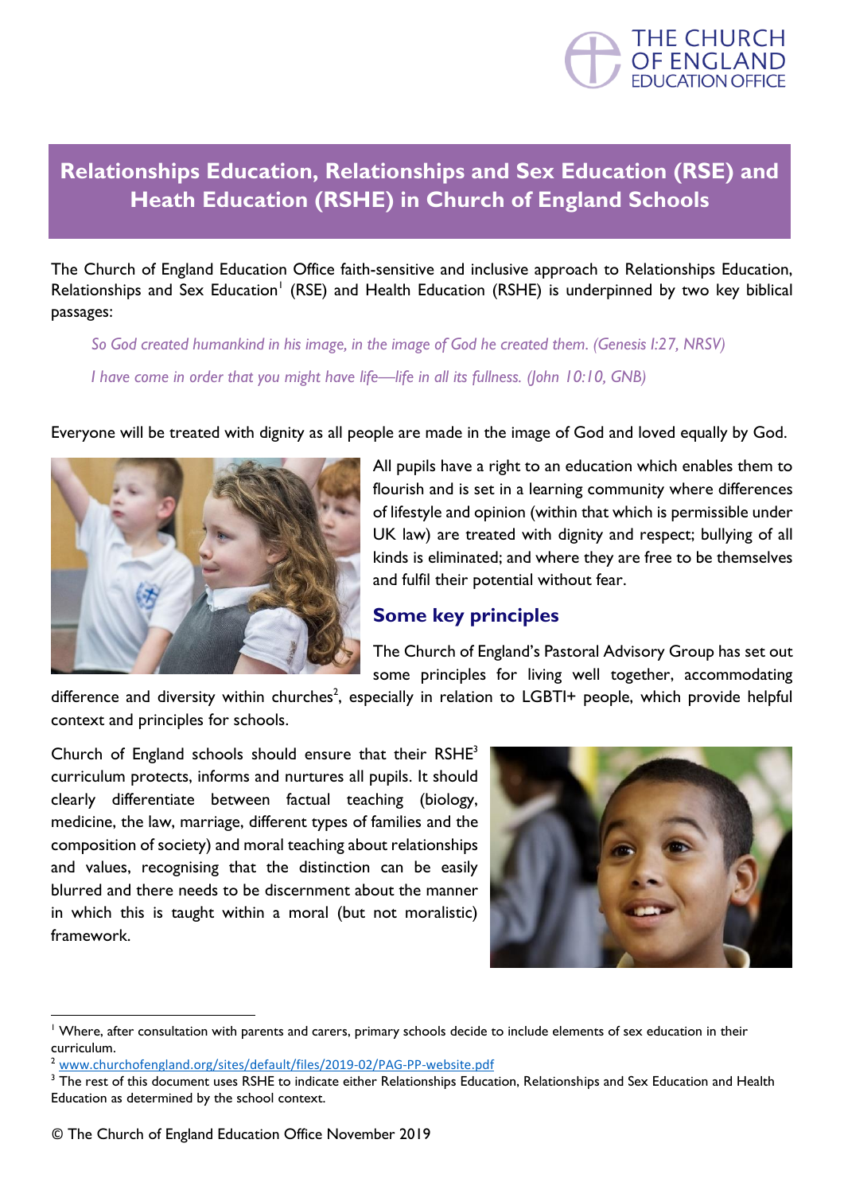THE CHURCH OF ENGLAND EDUCATION OFFICE

# Relationships Education, Relationships and Sex Education (RSE) and Heath Education (RSHE) in Church of England Schools

The Church of England Education Office faith-sensitive and inclusive approach to Relationships Education, Relationships and Sex Education[1] (RSE) and Health Education (RSHE) is underpinned by two key biblical passages:

> *So God created humankind in his image, in the image of God he created them. (Genesis I:27, NRSV)*
>
> *I have come in order that you might have life—life in all its fullness. (John 10:10, GNB)*

Everyone will be treated with dignity as all people are made in the image of God and loved equally by God.

All pupils have a right to an education which enables them to flourish and is set in a learning community where differences of lifestyle and opinion (within that which is permissible under UK law) are treated with dignity and respect; bullying of all kinds is eliminated; and where they are free to be themselves and fulfil their potential without fear.

## Some key principles

The Church of England's Pastoral Advisory Group has set out some principles for living well together, accommodating difference and diversity within churches[2], especially in relation to LGBTI+ people, which provide helpful context and principles for schools.

Church of England schools should ensure that their RSHE[3] curriculum protects, informs and nurtures all pupils. It should clearly differentiate between factual teaching (biology, medicine, the law, marriage, different types of families and the composition of society) and moral teaching about relationships and values, recognising that the distinction can be easily blurred and there needs to be discernment about the manner in which this is taught within a moral (but not moralistic) framework.

---

[1] Where, after consultation with parents and carers, primary schools decide to include elements of sex education in their curriculum.

[2] www.churchofengland.org/sites/default/files/2019-02/PAG-PP-website.pdf

[3] The rest of this document uses RSHE to indicate either Relationships Education, Relationships and Sex Education and Health Education as determined by the school context.

© The Church of England Education Office November 2019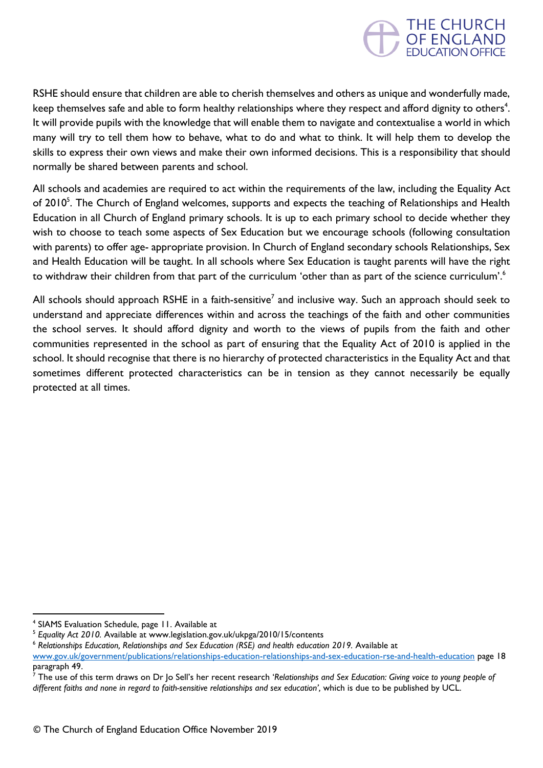RSHE should ensure that children are able to cherish themselves and others as unique and wonderfully made, keep themselves safe and able to form healthy relationships where they respect and afford dignity to others[4]. It will provide pupils with the knowledge that will enable them to navigate and contextualise a world in which many will try to tell them how to behave, what to do and what to think. It will help them to develop the skills to express their own views and make their own informed decisions. This is a responsibility that should normally be shared between parents and school.

All schools and academies are required to act within the requirements of the law, including the Equality Act of 2010[5]. The Church of England welcomes, supports and expects the teaching of Relationships and Health Education in all Church of England primary schools. It is up to each primary school to decide whether they wish to choose to teach some aspects of Sex Education but we encourage schools (following consultation with parents) to offer age- appropriate provision. In Church of England secondary schools Relationships, Sex and Health Education will be taught. In all schools where Sex Education is taught parents will have the right to withdraw their children from that part of the curriculum 'other than as part of the science curriculum'.[6]

All schools should approach RSHE in a faith-sensitive[7] and inclusive way. Such an approach should seek to understand and appreciate differences within and across the teachings of the faith and other communities the school serves. It should afford dignity and worth to the views of pupils from the faith and other communities represented in the school as part of ensuring that the Equality Act of 2010 is applied in the school. It should recognise that there is no hierarchy of protected characteristics in the Equality Act and that sometimes different protected characteristics can be in tension as they cannot necessarily be equally protected at all times.

---

[4] SIAMS Evaluation Schedule, page 11. Available at

[5] *Equality Act 2010.* Available at www.legislation.gov.uk/ukpga/2010/15/contents

[6] *Relationships Education, Relationships and Sex Education (RSE) and health education 2019.* Available at www.gov.uk/government/publications/relationships-education-relationships-and-sex-education-rse-and-health-education page 18 paragraph 49.

[7] The use of this term draws on Dr Jo Sell's her recent research '*Relationships and Sex Education: Giving voice to young people of different faiths and none in regard to faith-sensitive relationships and sex education'*, which is due to be published by UCL.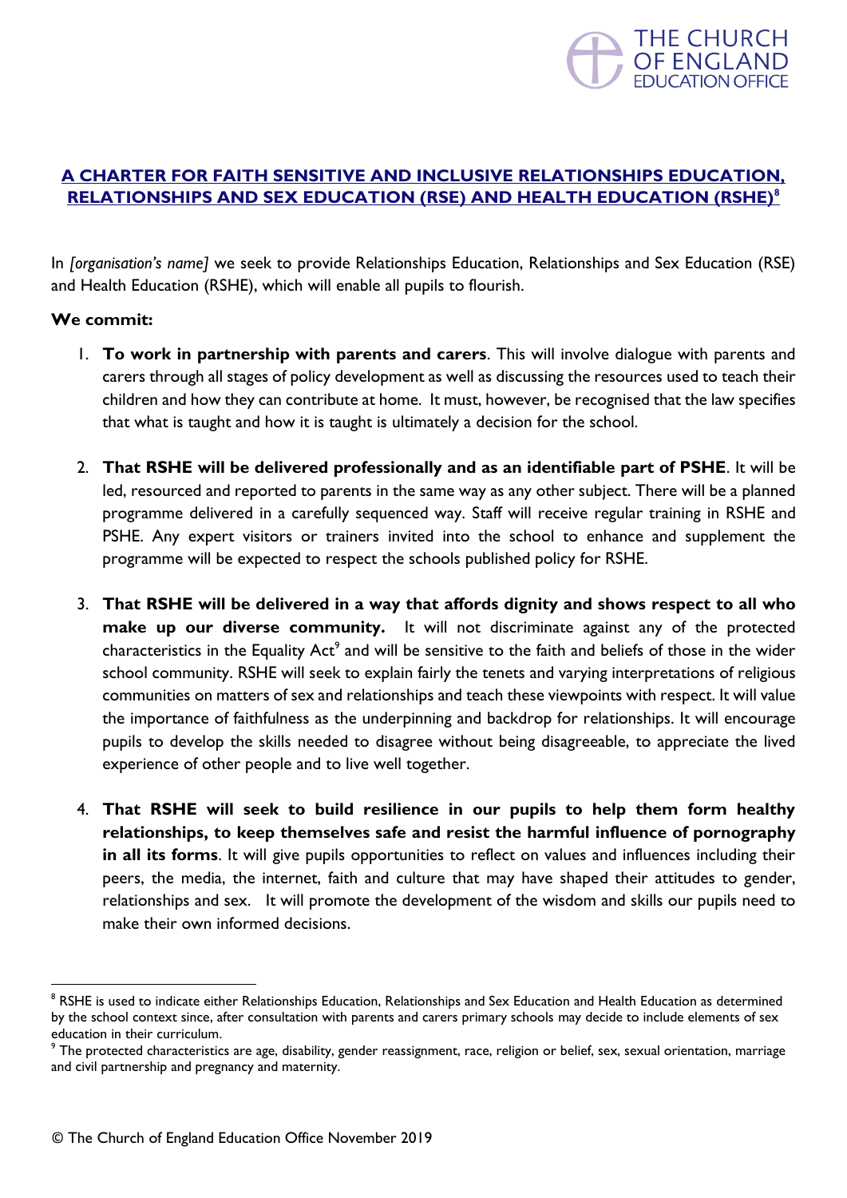## A CHARTER FOR FAITH SENSITIVE AND INCLUSIVE RELATIONSHIPS EDUCATION, RELATIONSHIPS AND SEX EDUCATION (RSE) AND HEALTH EDUCATION (RSHE)[8]

In *[organisation's name]* we seek to provide Relationships Education, Relationships and Sex Education (RSE) and Health Education (RSHE), which will enable all pupils to flourish.

**We commit:**

1. **To work in partnership with parents and carers**. This will involve dialogue with parents and carers through all stages of policy development as well as discussing the resources used to teach their children and how they can contribute at home. It must, however, be recognised that the law specifies that what is taught and how it is taught is ultimately a decision for the school.

2. **That RSHE will be delivered professionally and as an identifiable part of PSHE**. It will be led, resourced and reported to parents in the same way as any other subject. There will be a planned programme delivered in a carefully sequenced way. Staff will receive regular training in RSHE and PSHE. Any expert visitors or trainers invited into the school to enhance and supplement the programme will be expected to respect the schools published policy for RSHE.

3. **That RSHE will be delivered in a way that affords dignity and shows respect to all who make up our diverse community.** It will not discriminate against any of the protected characteristics in the Equality Act[9] and will be sensitive to the faith and beliefs of those in the wider school community. RSHE will seek to explain fairly the tenets and varying interpretations of religious communities on matters of sex and relationships and teach these viewpoints with respect. It will value the importance of faithfulness as the underpinning and backdrop for relationships. It will encourage pupils to develop the skills needed to disagree without being disagreeable, to appreciate the lived experience of other people and to live well together.

4. **That RSHE will seek to build resilience in our pupils to help them form healthy relationships, to keep themselves safe and resist the harmful influence of pornography in all its forms**. It will give pupils opportunities to reflect on values and influences including their peers, the media, the internet, faith and culture that may have shaped their attitudes to gender, relationships and sex. It will promote the development of the wisdom and skills our pupils need to make their own informed decisions.

---

[8] RSHE is used to indicate either Relationships Education, Relationships and Sex Education and Health Education as determined by the school context since, after consultation with parents and carers primary schools may decide to include elements of sex education in their curriculum.

[9] The protected characteristics are age, disability, gender reassignment, race, religion or belief, sex, sexual orientation, marriage and civil partnership and pregnancy and maternity.

© The Church of England Education Office November 2019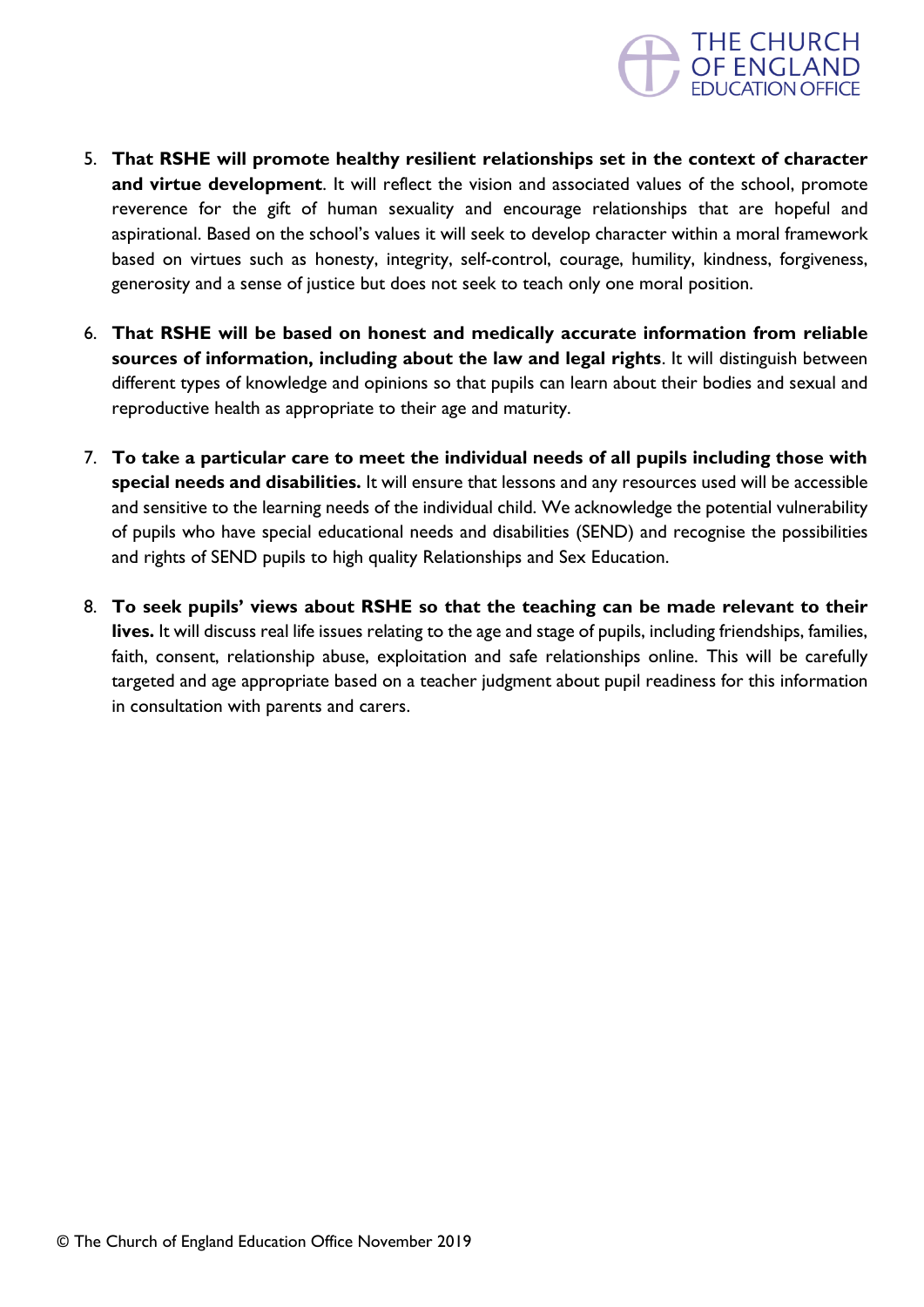5. **That RSHE will promote healthy resilient relationships set in the context of character and virtue development**. It will reflect the vision and associated values of the school, promote reverence for the gift of human sexuality and encourage relationships that are hopeful and aspirational. Based on the school's values it will seek to develop character within a moral framework based on virtues such as honesty, integrity, self-control, courage, humility, kindness, forgiveness, generosity and a sense of justice but does not seek to teach only one moral position.

6. **That RSHE will be based on honest and medically accurate information from reliable sources of information, including about the law and legal rights**. It will distinguish between different types of knowledge and opinions so that pupils can learn about their bodies and sexual and reproductive health as appropriate to their age and maturity.

7. **To take a particular care to meet the individual needs of all pupils including those with special needs and disabilities.** It will ensure that lessons and any resources used will be accessible and sensitive to the learning needs of the individual child. We acknowledge the potential vulnerability of pupils who have special educational needs and disabilities (SEND) and recognise the possibilities and rights of SEND pupils to high quality Relationships and Sex Education.

8. **To seek pupils' views about RSHE so that the teaching can be made relevant to their lives.** It will discuss real life issues relating to the age and stage of pupils, including friendships, families, faith, consent, relationship abuse, exploitation and safe relationships online. This will be carefully targeted and age appropriate based on a teacher judgment about pupil readiness for this information in consultation with parents and carers.